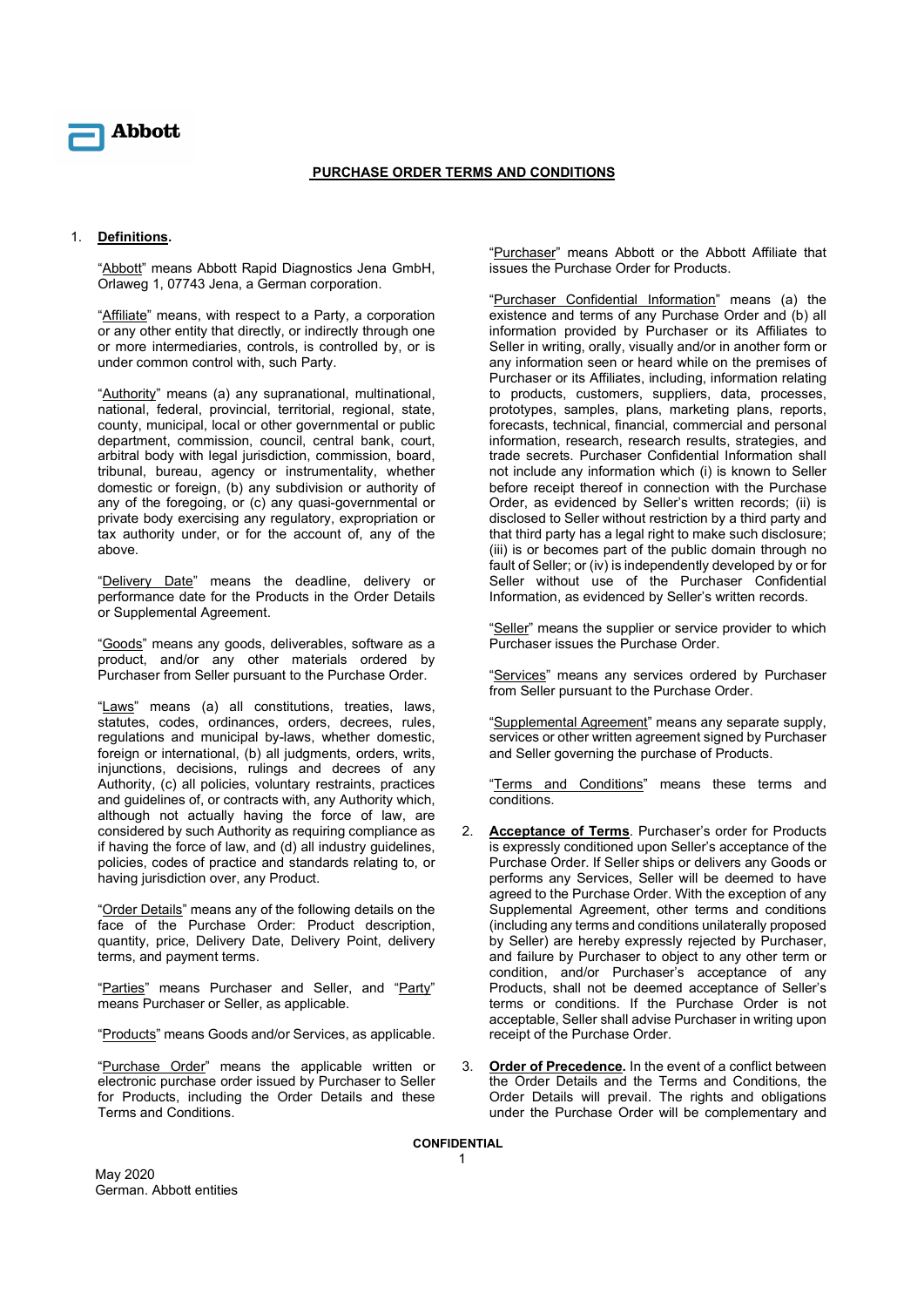Abbott

# PURCHASE ORDER TERMS AND CONDITIONS

1. **Definitions.**

"Abbott" means Abbott Rapid Diagnostics Jena GmbH, Orlaweg 1, 07743 Jena, a German corporation.

"Affiliate" means, with respect to a Party, a corporation or any other entity that directly, or indirectly through one or more intermediaries, controls, is controlled by, or is under common control with, such Party.

"Authority" means (a) any supranational, multinational, national, federal, provincial, territorial, regional, state, county, municipal, local or other governmental or public department, commission, council, central bank, court, arbitral body with legal jurisdiction, commission, board, tribunal, bureau, agency or instrumentality, whether domestic or foreign, (b) any subdivision or authority of any of the foregoing, or (c) any quasi-governmental or private body exercising any regulatory, expropriation or tax authority under, or for the account of, any of the above.

"Delivery Date" means the deadline, delivery or performance date for the Products in the Order Details or Supplemental Agreement.

"Goods" means any goods, deliverables, software as a product, and/or any other materials ordered by Purchaser from Seller pursuant to the Purchase Order.

"Laws" means (a) all constitutions, treaties, laws, statutes, codes, ordinances, orders, decrees, rules, regulations and municipal by-laws, whether domestic, foreign or international, (b) all judgments, orders, writs, injunctions, decisions, rulings and decrees of any Authority, (c) all policies, voluntary restraints, practices and guidelines of, or contracts with, any Authority which, although not actually having the force of law, are considered by such Authority as requiring compliance as if having the force of law, and (d) all industry guidelines, policies, codes of practice and standards relating to, or having jurisdiction over, any Product.

"Order Details" means any of the following details on the face of the Purchase Order: Product description, quantity, price, Delivery Date, Delivery Point, delivery terms, and payment terms.

"Parties" means Purchaser and Seller, and "Party" means Purchaser or Seller, as applicable.

"Products" means Goods and/or Services, as applicable.

"Purchase Order" means the applicable written or electronic purchase order issued by Purchaser to Seller for Products, including the Order Details and these Terms and Conditions.

"Purchaser" means Abbott or the Abbott Affiliate that issues the Purchase Order for Products.

"Purchaser Confidential Information" means (a) the existence and terms of any Purchase Order and (b) all information provided by Purchaser or its Affiliates to Seller in writing, orally, visually and/or in another form or any information seen or heard while on the premises of Purchaser or its Affiliates, including, information relating to products, customers, suppliers, data, processes, prototypes, samples, plans, marketing plans, reports, forecasts, technical, financial, commercial and personal information, research, research results, strategies, and trade secrets. Purchaser Confidential Information shall not include any information which (i) is known to Seller before receipt thereof in connection with the Purchase Order, as evidenced by Seller's written records; (ii) is disclosed to Seller without restriction by a third party and that third party has a legal right to make such disclosure; (iii) is or becomes part of the public domain through no fault of Seller; or (iv) is independently developed by or for Seller without use of the Purchaser Confidential Information, as evidenced by Seller's written records.

"Seller" means the supplier or service provider to which Purchaser issues the Purchase Order.

"Services" means any services ordered by Purchaser from Seller pursuant to the Purchase Order.

"Supplemental Agreement" means any separate supply, services or other written agreement signed by Purchaser and Seller governing the purchase of Products.

"Terms and Conditions" means these terms and conditions.

2. **Acceptance of Terms**. Purchaser's order for Products is expressly conditioned upon Seller's acceptance of the Purchase Order. If Seller ships or delivers any Goods or performs any Services, Seller will be deemed to have agreed to the Purchase Order. With the exception of any Supplemental Agreement, other terms and conditions (including any terms and conditions unilaterally proposed by Seller) are hereby expressly rejected by Purchaser, and failure by Purchaser to object to any other term or condition, and/or Purchaser's acceptance of any Products, shall not be deemed acceptance of Seller's terms or conditions. If the Purchase Order is not acceptable, Seller shall advise Purchaser in writing upon receipt of the Purchase Order.

3. **Order of Precedence.** In the event of a conflict between the Order Details and the Terms and Conditions, the Order Details will prevail. The rights and obligations under the Purchase Order will be complementary and

CONFIDENTIAL

May 2020
German. Abbott entities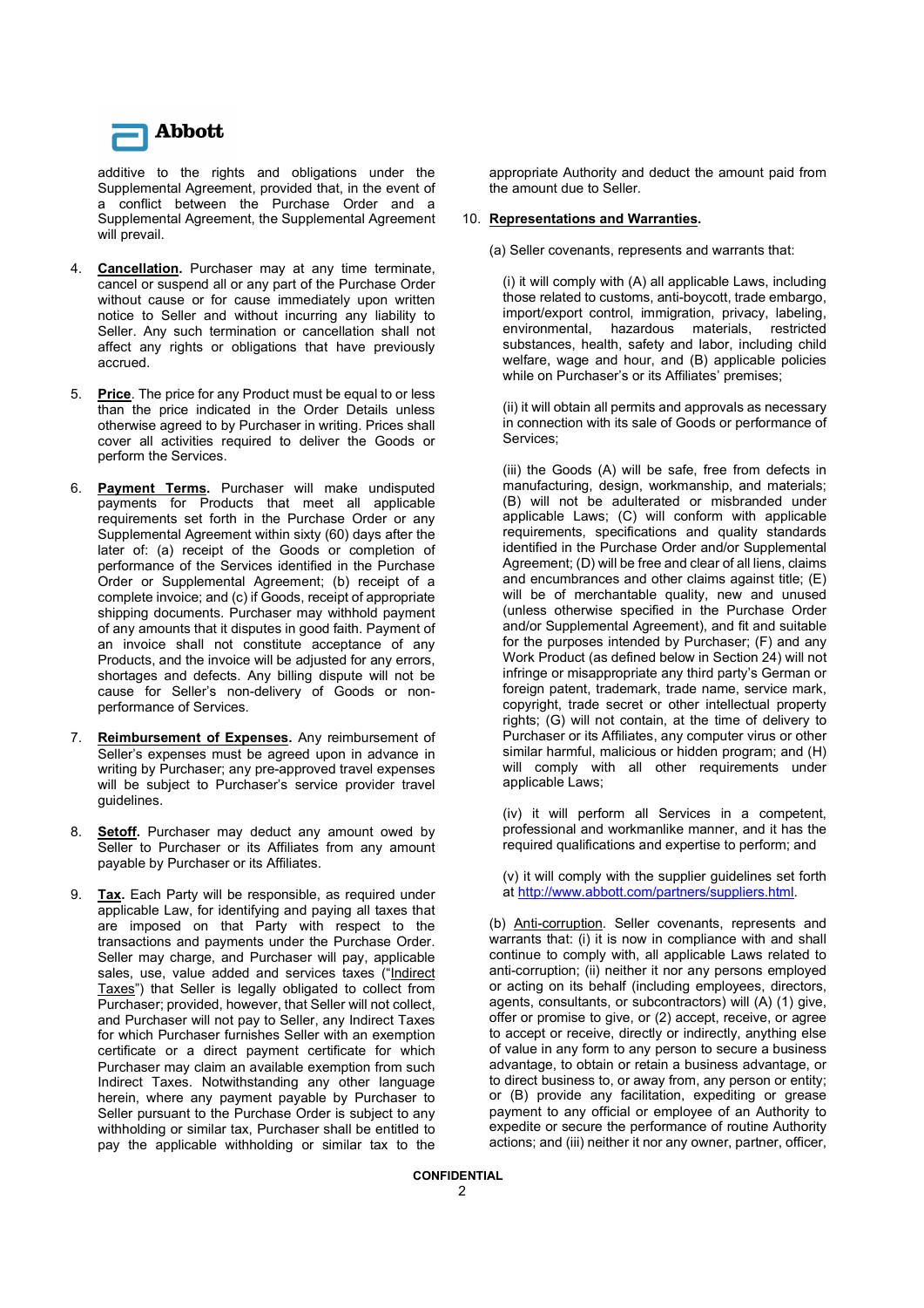additive to the rights and obligations under the Supplemental Agreement, provided that, in the event of a conflict between the Purchase Order and a Supplemental Agreement, the Supplemental Agreement will prevail.

4. **Cancellation.** Purchaser may at any time terminate, cancel or suspend all or any part of the Purchase Order without cause or for cause immediately upon written notice to Seller and without incurring any liability to Seller. Any such termination or cancellation shall not affect any rights or obligations that have previously accrued.

5. **Price**. The price for any Product must be equal to or less than the price indicated in the Order Details unless otherwise agreed to by Purchaser in writing. Prices shall cover all activities required to deliver the Goods or perform the Services.

6. **Payment Terms.** Purchaser will make undisputed payments for Products that meet all applicable requirements set forth in the Purchase Order or any Supplemental Agreement within sixty (60) days after the later of: (a) receipt of the Goods or completion of performance of the Services identified in the Purchase Order or Supplemental Agreement; (b) receipt of a complete invoice; and (c) if Goods, receipt of appropriate shipping documents. Purchaser may withhold payment of any amounts that it disputes in good faith. Payment of an invoice shall not constitute acceptance of any Products, and the invoice will be adjusted for any errors, shortages and defects. Any billing dispute will not be cause for Seller's non-delivery of Goods or non-performance of Services.

7. **Reimbursement of Expenses.** Any reimbursement of Seller's expenses must be agreed upon in advance in writing by Purchaser; any pre-approved travel expenses will be subject to Purchaser's service provider travel guidelines.

8. **Setoff.** Purchaser may deduct any amount owed by Seller to Purchaser or its Affiliates from any amount payable by Purchaser or its Affiliates.

9. **Tax.** Each Party will be responsible, as required under applicable Law, for identifying and paying all taxes that are imposed on that Party with respect to the transactions and payments under the Purchase Order. Seller may charge, and Purchaser will pay, applicable sales, use, value added and services taxes ("Indirect Taxes") that Seller is legally obligated to collect from Purchaser; provided, however, that Seller will not collect, and Purchaser will not pay to Seller, any Indirect Taxes for which Purchaser furnishes Seller with an exemption certificate or a direct payment certificate for which Purchaser may claim an available exemption from such Indirect Taxes. Notwithstanding any other language herein, where any payment payable by Purchaser to Seller pursuant to the Purchase Order is subject to any withholding or similar tax, Purchaser shall be entitled to pay the applicable withholding or similar tax to the appropriate Authority and deduct the amount paid from the amount due to Seller.

10. **Representations and Warranties.**

(a) Seller covenants, represents and warrants that:

(i) it will comply with (A) all applicable Laws, including those related to customs, anti-boycott, trade embargo, import/export control, immigration, privacy, labeling, environmental, hazardous materials, restricted substances, health, safety and labor, including child welfare, wage and hour, and (B) applicable policies while on Purchaser's or its Affiliates' premises;

(ii) it will obtain all permits and approvals as necessary in connection with its sale of Goods or performance of Services;

(iii) the Goods (A) will be safe, free from defects in manufacturing, design, workmanship, and materials; (B) will not be adulterated or misbranded under applicable Laws; (C) will conform with applicable requirements, specifications and quality standards identified in the Purchase Order and/or Supplemental Agreement; (D) will be free and clear of all liens, claims and encumbrances and other claims against title; (E) will be of merchantable quality, new and unused (unless otherwise specified in the Purchase Order and/or Supplemental Agreement), and fit and suitable for the purposes intended by Purchaser; (F) and any Work Product (as defined below in Section 24) will not infringe or misappropriate any third party's German or foreign patent, trademark, trade name, service mark, copyright, trade secret or other intellectual property rights; (G) will not contain, at the time of delivery to Purchaser or its Affiliates, any computer virus or other similar harmful, malicious or hidden program; and (H) will comply with all other requirements under applicable Laws;

(iv) it will perform all Services in a competent, professional and workmanlike manner, and it has the required qualifications and expertise to perform; and

(v) it will comply with the supplier guidelines set forth at http://www.abbott.com/partners/suppliers.html.

(b) Anti-corruption. Seller covenants, represents and warrants that: (i) it is now in compliance with and shall continue to comply with, all applicable Laws related to anti-corruption; (ii) neither it nor any persons employed or acting on its behalf (including employees, directors, agents, consultants, or subcontractors) will (A) (1) give, offer or promise to give, or (2) accept, receive, or agree to accept or receive, directly or indirectly, anything else of value in any form to any person to secure a business advantage, to obtain or retain a business advantage, or to direct business to, or away from, any person or entity; or (B) provide any facilitation, expediting or grease payment to any official or employee of an Authority to expedite or secure the performance of routine Authority actions; and (iii) neither it nor any owner, partner, officer,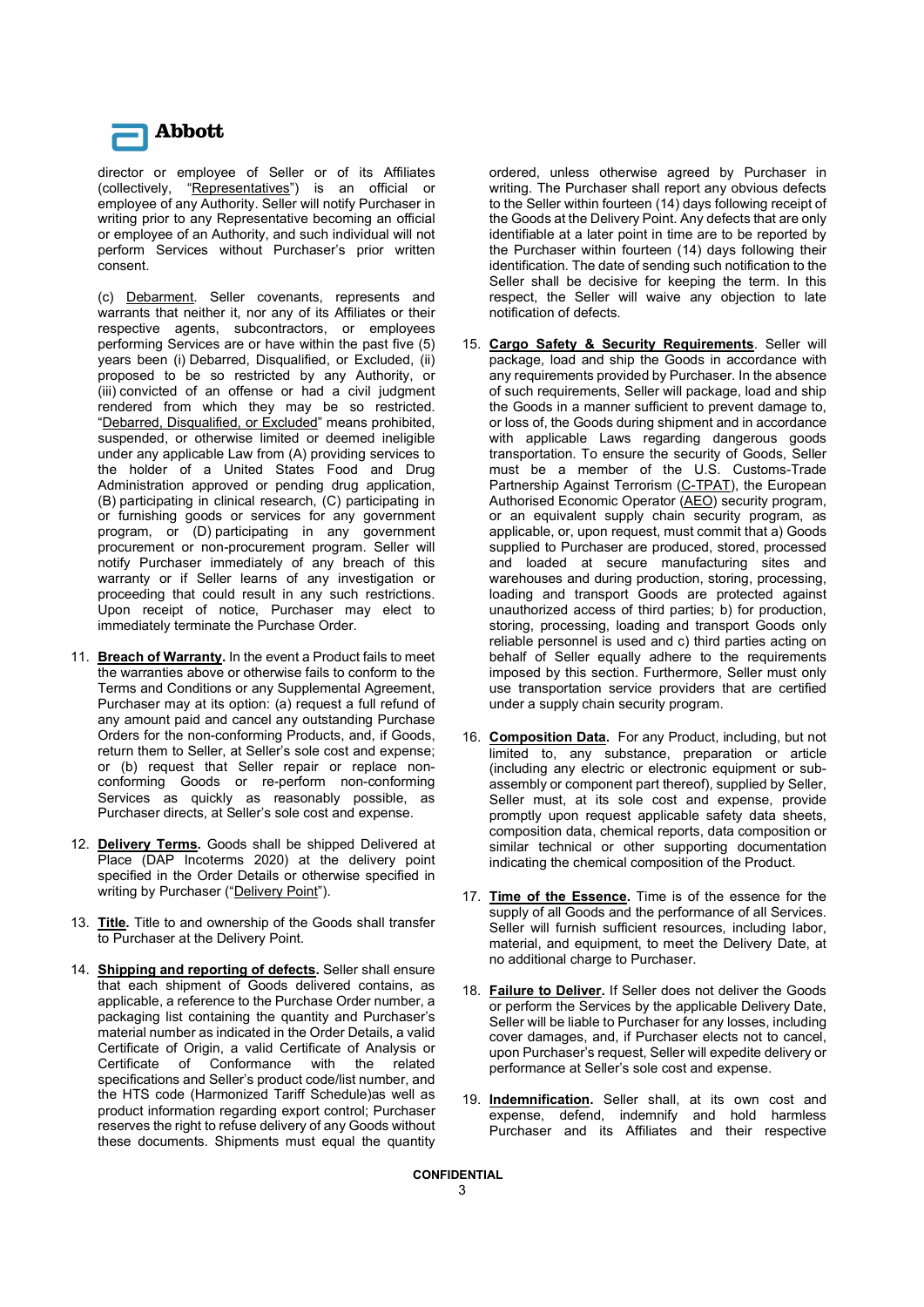director or employee of Seller or of its Affiliates (collectively, "Representatives") is an official or employee of any Authority. Seller will notify Purchaser in writing prior to any Representative becoming an official or employee of an Authority, and such individual will not perform Services without Purchaser's prior written consent.

(c) Debarment. Seller covenants, represents and warrants that neither it, nor any of its Affiliates or their respective agents, subcontractors, or employees performing Services are or have within the past five (5) years been (i) Debarred, Disqualified, or Excluded, (ii) proposed to be so restricted by any Authority, or (iii) convicted of an offense or had a civil judgment rendered from which they may be so restricted. "Debarred, Disqualified, or Excluded" means prohibited, suspended, or otherwise limited or deemed ineligible under any applicable Law from (A) providing services to the holder of a United States Food and Drug Administration approved or pending drug application, (B) participating in clinical research, (C) participating in or furnishing goods or services for any government program, or (D) participating in any government procurement or non-procurement program. Seller will notify Purchaser immediately of any breach of this warranty or if Seller learns of any investigation or proceeding that could result in any such restrictions. Upon receipt of notice, Purchaser may elect to immediately terminate the Purchase Order.

11. **Breach of Warranty.** In the event a Product fails to meet the warranties above or otherwise fails to conform to the Terms and Conditions or any Supplemental Agreement, Purchaser may at its option: (a) request a full refund of any amount paid and cancel any outstanding Purchase Orders for the non-conforming Products, and, if Goods, return them to Seller, at Seller's sole cost and expense; or (b) request that Seller repair or replace non-conforming Goods or re-perform non-conforming Services as quickly as reasonably possible, as Purchaser directs, at Seller's sole cost and expense.

12. **Delivery Terms.** Goods shall be shipped Delivered at Place (DAP Incoterms 2020) at the delivery point specified in the Order Details or otherwise specified in writing by Purchaser ("Delivery Point").

13. **Title.** Title to and ownership of the Goods shall transfer to Purchaser at the Delivery Point.

14. **Shipping and reporting of defects.** Seller shall ensure that each shipment of Goods delivered contains, as applicable, a reference to the Purchase Order number, a packaging list containing the quantity and Purchaser's material number as indicated in the Order Details, a valid Certificate of Origin, a valid Certificate of Analysis or Certificate of Conformance with the related specifications and Seller's product code/list number, and the HTS code (Harmonized Tariff Schedule)as well as product information regarding export control; Purchaser reserves the right to refuse delivery of any Goods without these documents. Shipments must equal the quantity ordered, unless otherwise agreed by Purchaser in writing. The Purchaser shall report any obvious defects to the Seller within fourteen (14) days following receipt of the Goods at the Delivery Point. Any defects that are only identifiable at a later point in time are to be reported by the Purchaser within fourteen (14) days following their identification. The date of sending such notification to the Seller shall be decisive for keeping the term. In this respect, the Seller will waive any objection to late notification of defects.

15. **Cargo Safety & Security Requirements**. Seller will package, load and ship the Goods in accordance with any requirements provided by Purchaser. In the absence of such requirements, Seller will package, load and ship the Goods in a manner sufficient to prevent damage to, or loss of, the Goods during shipment and in accordance with applicable Laws regarding dangerous goods transportation. To ensure the security of Goods, Seller must be a member of the U.S. Customs-Trade Partnership Against Terrorism (C-TPAT), the European Authorised Economic Operator (AEO) security program, or an equivalent supply chain security program, as applicable, or, upon request, must commit that a) Goods supplied to Purchaser are produced, stored, processed and loaded at secure manufacturing sites and warehouses and during production, storing, processing, loading and transport Goods are protected against unauthorized access of third parties; b) for production, storing, processing, loading and transport Goods only reliable personnel is used and c) third parties acting on behalf of Seller equally adhere to the requirements imposed by this section. Furthermore, Seller must only use transportation service providers that are certified under a supply chain security program.

16. **Composition Data.** For any Product, including, but not limited to, any substance, preparation or article (including any electric or electronic equipment or sub-assembly or component part thereof), supplied by Seller, Seller must, at its sole cost and expense, provide promptly upon request applicable safety data sheets, composition data, chemical reports, data composition or similar technical or other supporting documentation indicating the chemical composition of the Product.

17. **Time of the Essence.** Time is of the essence for the supply of all Goods and the performance of all Services. Seller will furnish sufficient resources, including labor, material, and equipment, to meet the Delivery Date, at no additional charge to Purchaser.

18. **Failure to Deliver.** If Seller does not deliver the Goods or perform the Services by the applicable Delivery Date, Seller will be liable to Purchaser for any losses, including cover damages, and, if Purchaser elects not to cancel, upon Purchaser's request, Seller will expedite delivery or performance at Seller's sole cost and expense.

19. **Indemnification.** Seller shall, at its own cost and expense, defend, indemnify and hold harmless Purchaser and its Affiliates and their respective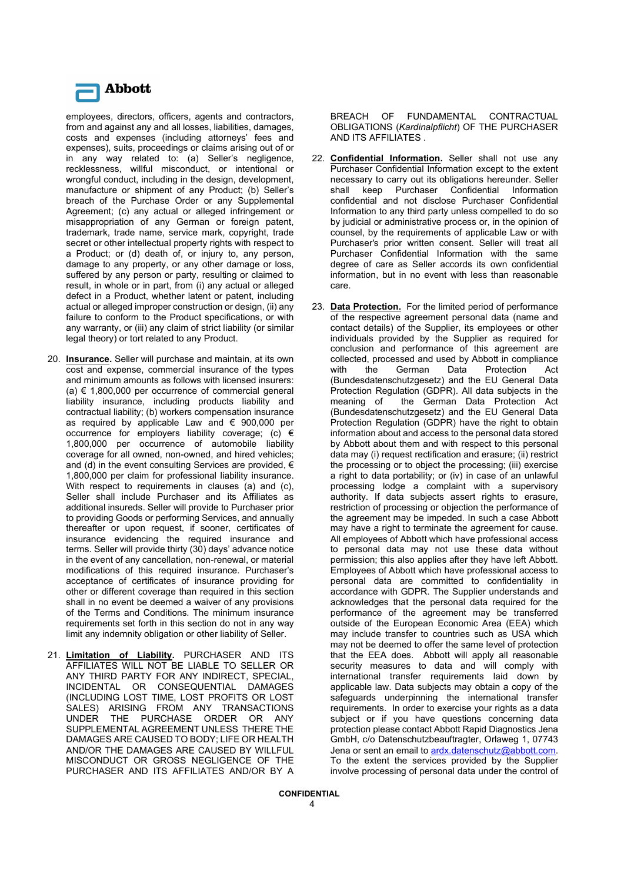employees, directors, officers, agents and contractors, from and against any and all losses, liabilities, damages, costs and expenses (including attorneys' fees and expenses), suits, proceedings or claims arising out of or in any way related to: (a) Seller's negligence, recklessness, willful misconduct, or intentional or wrongful conduct, including in the design, development, manufacture or shipment of any Product; (b) Seller's breach of the Purchase Order or any Supplemental Agreement; (c) any actual or alleged infringement or misappropriation of any German or foreign patent, trademark, trade name, service mark, copyright, trade secret or other intellectual property rights with respect to a Product; or (d) death of, or injury to, any person, damage to any property, or any other damage or loss, suffered by any person or party, resulting or claimed to result, in whole or in part, from (i) any actual or alleged defect in a Product, whether latent or patent, including actual or alleged improper construction or design, (ii) any failure to conform to the Product specifications, or with any warranty, or (iii) any claim of strict liability (or similar legal theory) or tort related to any Product.

20. **Insurance**. Seller will purchase and maintain, at its own cost and expense, commercial insurance of the types and minimum amounts as follows with licensed insurers: (a) € 1,800,000 per occurrence of commercial general liability insurance, including products liability and contractual liability; (b) workers compensation insurance as required by applicable Law and € 900,000 per occurrence for employers liability coverage; (c) € 1,800,000 per occurrence of automobile liability coverage for all owned, non-owned, and hired vehicles; and (d) in the event consulting Services are provided, € 1,800,000 per claim for professional liability insurance. With respect to requirements in clauses (a) and (c), Seller shall include Purchaser and its Affiliates as additional insureds. Seller will provide to Purchaser prior to providing Goods or performing Services, and annually thereafter or upon request, if sooner, certificates of insurance evidencing the required insurance and terms. Seller will provide thirty (30) days' advance notice in the event of any cancellation, non-renewal, or material modifications of this required insurance. Purchaser's acceptance of certificates of insurance providing for other or different coverage than required in this section shall in no event be deemed a waiver of any provisions of the Terms and Conditions. The minimum insurance requirements set forth in this section do not in any way limit any indemnity obligation or other liability of Seller.

21. **Limitation of Liability**. PURCHASER AND ITS AFFILIATES WILL NOT BE LIABLE TO SELLER OR ANY THIRD PARTY FOR ANY INDIRECT, SPECIAL, INCIDENTAL OR CONSEQUENTIAL DAMAGES (INCLUDING LOST TIME, LOST PROFITS OR LOST SALES) ARISING FROM ANY TRANSACTIONS UNDER THE PURCHASE ORDER OR ANY SUPPLEMENTAL AGREEMENT UNLESS THERE THE DAMAGES ARE CAUSED TO BODY; LIFE OR HEALTH AND/OR THE DAMAGES ARE CAUSED BY WILLFUL MISCONDUCT OR GROSS NEGLIGENCE OF THE PURCHASER AND ITS AFFILIATES AND/OR BY A BREACH OF FUNDAMENTAL CONTRACTUAL OBLIGATIONS (*Kardinalpflicht*) OF THE PURCHASER AND ITS AFFILIATES .

22. **Confidential Information.** Seller shall not use any Purchaser Confidential Information except to the extent necessary to carry out its obligations hereunder. Seller shall keep Purchaser Confidential Information confidential and not disclose Purchaser Confidential Information to any third party unless compelled to do so by judicial or administrative process or, in the opinion of counsel, by the requirements of applicable Law or with Purchaser's prior written consent. Seller will treat all Purchaser Confidential Information with the same degree of care as Seller accords its own confidential information, but in no event with less than reasonable care.

23. **Data Protection.** For the limited period of performance of the respective agreement personal data (name and contact details) of the Supplier, its employees or other individuals provided by the Supplier as required for conclusion and performance of this agreement are collected, processed and used by Abbott in compliance with the German Data Protection Act (Bundesdatenschutzgesetz) and the EU General Data Protection Regulation (GDPR). All data subjects in the meaning of the German Data Protection Act (Bundesdatenschutzgesetz) and the EU General Data Protection Regulation (GDPR) have the right to obtain information about and access to the personal data stored by Abbott about them and with respect to this personal data may (i) request rectification and erasure; (ii) restrict the processing or to object the processing; (iii) exercise a right to data portability; or (iv) in case of an unlawful processing lodge a complaint with a supervisory authority. If data subjects assert rights to erasure, restriction of processing or objection the performance of the agreement may be impeded. In such a case Abbott may have a right to terminate the agreement for cause. All employees of Abbott which have professional access to personal data may not use these data without permission; this also applies after they have left Abbott. Employees of Abbott which have professional access to personal data are committed to confidentiality in accordance with GDPR. The Supplier understands and acknowledges that the personal data required for the performance of the agreement may be transferred outside of the European Economic Area (EEA) which may include transfer to countries such as USA which may not be deemed to offer the same level of protection that the EEA does. Abbott will apply all reasonable security measures to data and will comply with international transfer requirements laid down by applicable law. Data subjects may obtain a copy of the safeguards underpinning the international transfer requirements. In order to exercise your rights as a data subject or if you have questions concerning data protection please contact Abbott Rapid Diagnostics Jena GmbH, c/o Datenschutzbeauftragter, Orlaweg 1, 07743 Jena or sent an email to ardx.datenschutz@abbott.com. To the extent the services provided by the Supplier involve processing of personal data under the control of

CONFIDENTIAL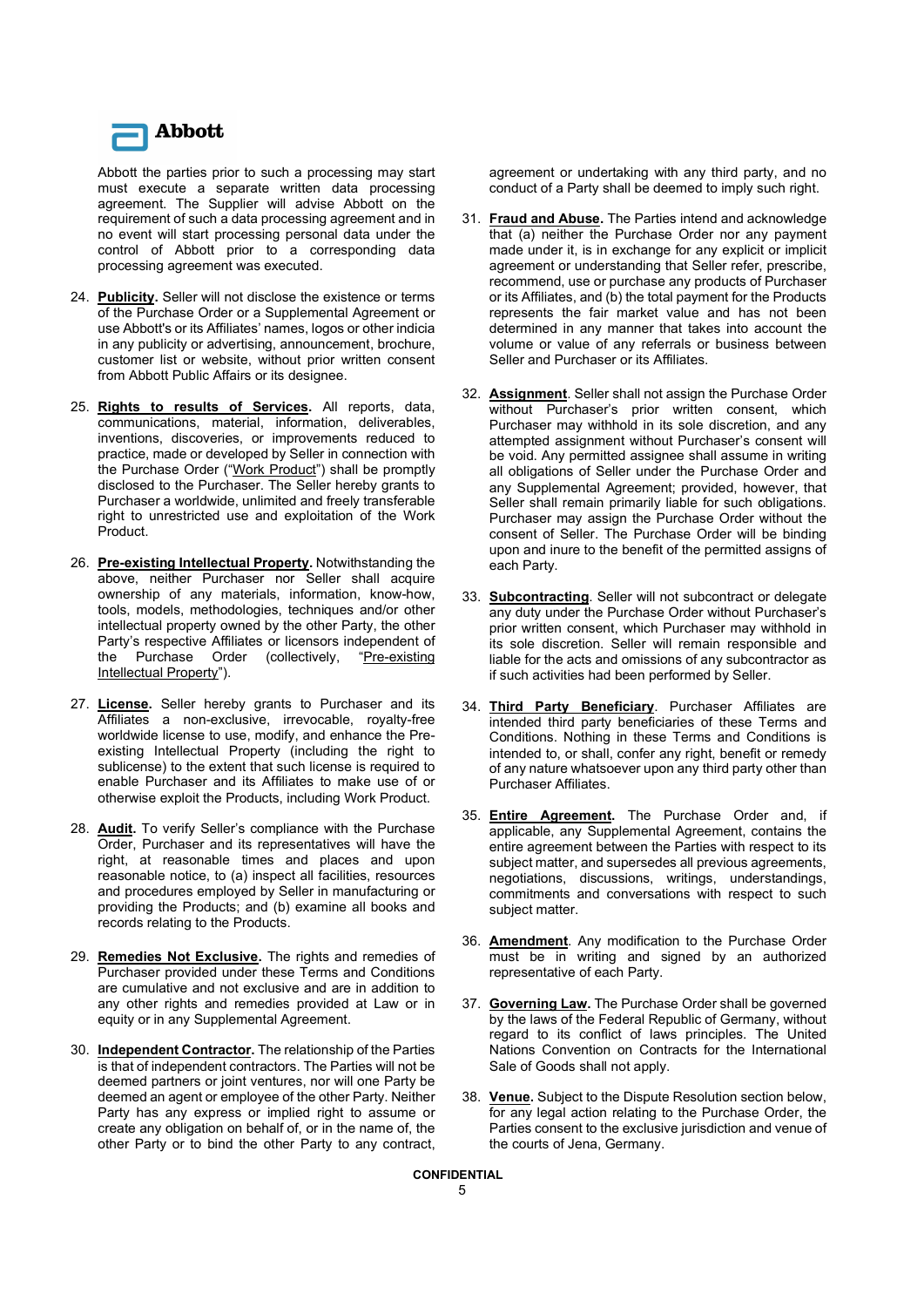Abbott the parties prior to such a processing may start must execute a separate written data processing agreement. The Supplier will advise Abbott on the requirement of such a data processing agreement and in no event will start processing personal data under the control of Abbott prior to a corresponding data processing agreement was executed.

24. **Publicity.** Seller will not disclose the existence or terms of the Purchase Order or a Supplemental Agreement or use Abbott's or its Affiliates' names, logos or other indicia in any publicity or advertising, announcement, brochure, customer list or website, without prior written consent from Abbott Public Affairs or its designee.

25. **Rights to results of Services.** All reports, data, communications, material, deliverables, inventions, discoveries, or improvements reduced to practice, made or developed by Seller in connection with the Purchase Order ("Work Product") shall be promptly disclosed to the Purchaser. The Seller hereby grants to Purchaser a worldwide, unlimited and freely transferable right to unrestricted use and exploitation of the Work Product.

26. **Pre-existing Intellectual Property.** Notwithstanding the above, neither Purchaser nor Seller shall acquire ownership of any materials, information, know-how, tools, models, methodologies, techniques and/or other intellectual property owned by the other Party, the other Party's respective Affiliates or licensors independent of the Purchase Order (collectively, "Pre-existing Intellectual Property").

27. **License.** Seller hereby grants to Purchaser and its Affiliates a non-exclusive, irrevocable, royalty-free worldwide license to use, modify, and enhance the Pre-existing Intellectual Property (including the right to sublicense) to the extent that such license is required to enable Purchaser and its Affiliates to make use of or otherwise exploit the Products, including Work Product.

28. **Audit.** To verify Seller's compliance with the Purchase Order, Purchaser and its representatives will have the right, at reasonable times and places and upon reasonable notice, to (a) inspect all facilities, resources and procedures employed by Seller in manufacturing or providing the Products; and (b) examine all books and records relating to the Products.

29. **Remedies Not Exclusive.** The rights and remedies of Purchaser provided under these Terms and Conditions are cumulative and not exclusive and are in addition to any other rights and remedies provided at Law or in equity or in any Supplemental Agreement.

30. **Independent Contractor.** The relationship of the Parties is that of independent contractors. The Parties will not be deemed partners or joint ventures, nor will one Party be deemed an agent or employee of the other Party. Neither Party has any express or implied right to assume or create any obligation on behalf of, or in the name of, the other Party or to bind the other Party to any contract, agreement or undertaking with any third party, and no conduct of a Party shall be deemed to imply such right.

31. **Fraud and Abuse.** The Parties intend and acknowledge that (a) neither the Purchase Order nor any payment made under it, is in exchange for any explicit or implicit agreement or understanding that Seller refer, prescribe, recommend, use or purchase any products of Purchaser or its Affiliates, and (b) the total payment for the Products represents the fair market value and has not been determined in any manner that takes into account the volume or value of any referrals or business between Seller and Purchaser or its Affiliates.

32. **Assignment**. Seller shall not assign the Purchase Order without Purchaser's prior written consent, which Purchaser may withhold in its sole discretion, and any attempted assignment without Purchaser's consent will be void. Any permitted assignee shall assume in writing all obligations of Seller under the Purchase Order and any Supplemental Agreement; provided, however, that Seller shall remain primarily liable for such obligations. Purchaser may assign the Purchase Order without the consent of Seller. The Purchase Order will be binding upon and inure to the benefit of the permitted assigns of each Party.

33. **Subcontracting**. Seller will not subcontract or delegate any duty under the Purchase Order without Purchaser's prior written consent, which Purchaser may withhold in its sole discretion. Seller will remain responsible and liable for the acts and omissions of any subcontractor as if such activities had been performed by Seller.

34. **Third Party Beneficiary**. Purchaser Affiliates are intended third party beneficiaries of these Terms and Conditions. Nothing in these Terms and Conditions is intended to, or shall, confer any right, benefit or remedy of any nature whatsoever upon any third party other than Purchaser Affiliates.

35. **Entire Agreement.** The Purchase Order and, if applicable, any Supplemental Agreement, contains the entire agreement between the Parties with respect to its subject matter, and supersedes all previous agreements, negotiations, discussions, writings, understandings, commitments and conversations with respect to such subject matter.

36. **Amendment**. Any modification to the Purchase Order must be in writing and signed by an authorized representative of each Party.

37. **Governing Law.** The Purchase Order shall be governed by the laws of the Federal Republic of Germany, without regard to its conflict of laws principles. The United Nations Convention on Contracts for the International Sale of Goods shall not apply.

38. **Venue.** Subject to the Dispute Resolution section below, for any legal action relating to the Purchase Order, the Parties consent to the exclusive jurisdiction and venue of the courts of Jena, Germany.

CONFIDENTIAL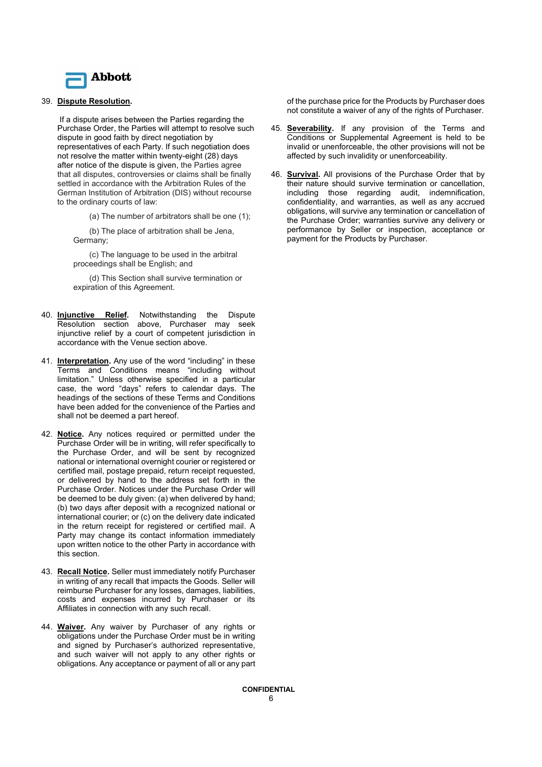39. **Dispute Resolution.**

    If a dispute arises between the Parties regarding the Purchase Order, the Parties will attempt to resolve such dispute in good faith by direct negotiation by representatives of each Party. If such negotiation does not resolve the matter within twenty-eight (28) days after notice of the dispute is given, the Parties agree that all disputes, controversies or claims shall be finally settled in accordance with the Arbitration Rules of the German Institution of Arbitration (DIS) without recourse to the ordinary courts of law:

    (a) The number of arbitrators shall be one (1);

    (b) The place of arbitration shall be Jena, Germany;

    (c) The language to be used in the arbitral proceedings shall be English; and

    (d) This Section shall survive termination or expiration of this Agreement.

40. **Injunctive Relief.** Notwithstanding the Dispute Resolution section above, Purchaser may seek injunctive relief by a court of competent jurisdiction in accordance with the Venue section above.

41. **Interpretation.** Any use of the word "including" in these Terms and Conditions means "including without limitation." Unless otherwise specified in a particular case, the word "days" refers to calendar days. The headings of the sections of these Terms and Conditions have been added for the convenience of the Parties and shall not be deemed a part hereof.

42. **Notice.** Any notices required or permitted under the Purchase Order will be in writing, will refer specifically to the Purchase Order, and will be sent by recognized national or international overnight courier or registered or certified mail, postage prepaid, return receipt requested, or delivered by hand to the address set forth in the Purchase Order. Notices under the Purchase Order will be deemed to be duly given: (a) when delivered by hand; (b) two days after deposit with a recognized national or international courier; or (c) on the delivery date indicated in the return receipt for registered or certified mail. A Party may change its contact information immediately upon written notice to the other Party in accordance with this section.

43. **Recall Notice.** Seller must immediately notify Purchaser in writing of any recall that impacts the Goods. Seller will reimburse Purchaser for any losses, damages, liabilities, costs and expenses incurred by Purchaser or its Affiliates in connection with any such recall.

44. **Waiver.** Any waiver by Purchaser of any rights or obligations under the Purchase Order must be in writing and signed by Purchaser's authorized representative, and such waiver will not apply to any other rights or obligations. Any acceptance or payment of all or any part of the purchase price for the Products by Purchaser does not constitute a waiver of any of the rights of Purchaser.

45. **Severability.** If any provision of the Terms and Conditions or Supplemental Agreement is held to be invalid or unenforceable, the other provisions will not be affected by such invalidity or unenforceability.

46. **Survival.** All provisions of the Purchase Order that by their nature should survive termination or cancellation, including those regarding audit, indemnification, confidentiality, and warranties, as well as any accrued obligations, will survive any termination or cancellation of the Purchase Order; warranties survive any delivery or performance by Seller or inspection, acceptance or payment for the Products by Purchaser.

**CONFIDENTIAL**